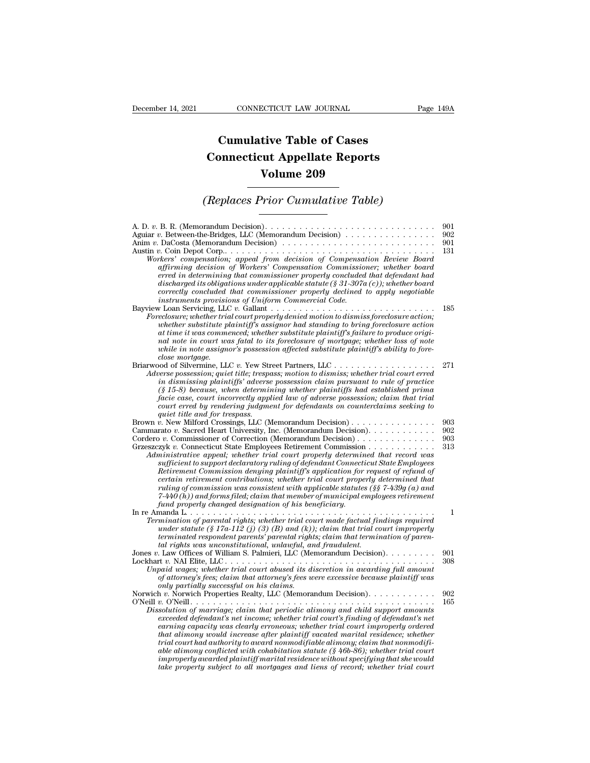# Cumulative Table of Cases
# Connecticut Appellate Reports
# Volume 209

## *(Replaces Prior Cumulative Table)*

A. D. *v.* B. R. (Memorandum Decision) . . . . . . . . . . . . . . . . . . . . . . . . . . . . . . 901

Aguiar *v.* Between-the-Bridges, LLC (Memorandum Decision) . . . . . . . . . . . . . . . 902

Anim *v.* DaCosta (Memorandum Decision) . . . . . . . . . . . . . . . . . . . . . . . . . . . 901

Austin *v.* Coin Depot Corp. . . . . . . . . . . . . . . . . . . . . . . . . . . . . . . . . . . . . 131

*Workers' compensation; appeal from decision of Compensation Review Board affirming decision of Workers' Compensation Commissioner; whether board erred in determining that commissioner properly concluded that defendant had discharged its obligations under applicable statute (§ 31-307a (c)); whether board correctly concluded that commissioner properly declined to apply negotiable instruments provisions of Uniform Commercial Code.*

Bayview Loan Servicing, LLC *v.* Gallant . . . . . . . . . . . . . . . . . . . . . . . . . . . . . 185

*Foreclosure; whether trial court properly denied motion to dismiss foreclosure action; whether substitute plaintiff's assignor had standing to bring foreclosure action at time it was commenced; whether substitute plaintiff's failure to produce original note in court was fatal to its foreclosure of mortgage; whether loss of note while in note assignor's possession affected substitute plaintiff's ability to foreclose mortgage.*

Briarwood of Silvermine, LLC *v.* Yew Street Partners, LLC . . . . . . . . . . . . . . . . . 271

*Adverse possession; quiet title; trespass; motion to dismiss; whether trial court erred in dismissing plaintiffs' adverse possession claim pursuant to rule of practice (§ 15-8) because, when determining whether plaintiffs had established prima facie case, court incorrectly applied law of adverse possession; claim that trial court erred by rendering judgment for defendants on counterclaims seeking to quiet title and for trespass.*

Brown *v.* New Milford Crossings, LLC (Memorandum Decision) . . . . . . . . . . . . . . 903

Cammarato *v.* Sacred Heart University, Inc. (Memorandum Decision). . . . . . . . . . . 902

Cordero *v.* Commissioner of Correction (Memorandum Decision) . . . . . . . . . . . . . 903

Grzeszczyk *v.* Connecticut State Employees Retirement Commission . . . . . . . . . . . 313

*Administrative appeal; whether trial court properly determined that record was sufficient to support declaratory ruling of defendant Connecticut State Employees Retirement Commission denying plaintiff's application for request of refund of certain retirement contributions; whether trial court properly determined that ruling of commission was consistent with applicable statutes (§§ 7-439g (a) and 7-440 (h)) and forms filed; claim that member of municipal employees retirement fund properly changed designation of his beneficiary.*

In re Amanda L. . . . . . . . . . . . . . . . . . . . . . . . . . . . . . . . . . . . . . . . . . . 1

*Termination of parental rights; whether trial court made factual findings required under statute (§ 17a-112 (j) (3) (B) and (k)); claim that trial court improperly terminated respondent parents' parental rights; claim that termination of parental rights was unconstitutional, unlawful, and fraudulent.*

Jones *v.* Law Offices of William S. Palmieri, LLC (Memorandum Decision). . . . . . . . . 901

Lockhart *v.* NAI Elite, LLC . . . . . . . . . . . . . . . . . . . . . . . . . . . . . . . . . . . 308

*Unpaid wages; whether trial court abused its discretion in awarding full amount of attorney's fees; claim that attorney's fees were excessive because plaintiff was only partially successful on his claims.*

Norwich *v.* Norwich Properties Realty, LLC (Memorandum Decision). . . . . . . . . . . 902

O'Neill *v.* O'Neill. . . . . . . . . . . . . . . . . . . . . . . . . . . . . . . . . . . . . . . . . 165

*Dissolution of marriage; claim that periodic alimony and child support amounts exceeded defendant's net income; whether trial court's finding of defendant's net earning capacity was clearly erroneous; whether trial court improperly ordered that alimony would increase after plaintiff vacated marital residence; whether trial court had authority to award nonmodifiable alimony; claim that nonmodifiable alimony conflicted with cohabitation statute (§ 46b-86); whether trial court improperly awarded plaintiff marital residence without specifying that she would take property subject to all mortgages and liens of record; whether trial court*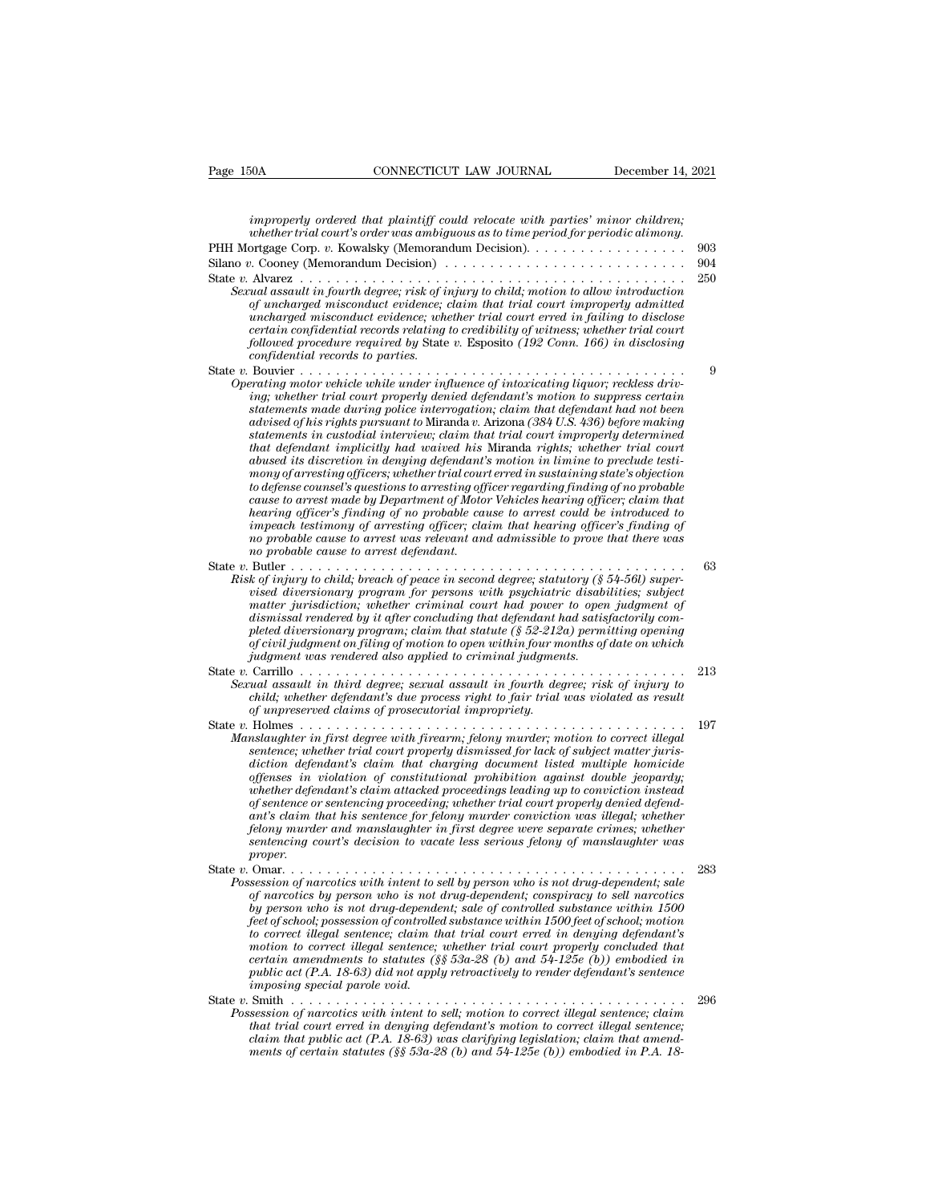*improperly ordered that plaintiff could relocate with parties' minor children; whether trial court's order was ambiguous as to time period for periodic alimony.*

PHH Mortgage Corp. *v.* Kowalsky (Memorandum Decision). . . . . . . . . . . . . . . . . 903

Silano *v.* Cooney (Memorandum Decision) . . . . . . . . . . . . . . . . . . . . . . . . . . 904

State *v.* Alvarez . . . . . . . . . . . . . . . . . . . . . . . . . . . . . . . . . . . . . . . . . . . . 250

*Sexual assault in fourth degree; risk of injury to child; motion to allow introduction of uncharged misconduct evidence; claim that trial court improperly admitted uncharged misconduct evidence; whether trial court erred in failing to disclose certain confidential records relating to credibility of witness; whether trial court followed procedure required by* State *v.* Esposito *(192 Conn. 166) in disclosing confidential records to parties.*

State *v.* Bouvier . . . . . . . . . . . . . . . . . . . . . . . . . . . . . . . . . . . . . . . . . . . 9

*Operating motor vehicle while under influence of intoxicating liquor; reckless driving; whether trial court properly denied defendant's motion to suppress certain statements made during police interrogation; claim that defendant had not been advised of his rights pursuant to* Miranda *v.* Arizona *(384 U.S. 436) before making statements in custodial interview; claim that trial court improperly determined that defendant implicitly had waived his* Miranda *rights; whether trial court abused its discretion in denying defendant's motion in limine to preclude testimony of arresting officers; whether trial court erred in sustaining state's objection to defense counsel's questions to arresting officer regarding finding of no probable cause to arrest made by Department of Motor Vehicles hearing officer; claim that hearing officer's finding of no probable cause to arrest could be introduced to impeach testimony of arresting officer; claim that hearing officer's finding of no probable cause to arrest was relevant and admissible to prove that there was no probable cause to arrest defendant.*

State *v.* Butler . . . . . . . . . . . . . . . . . . . . . . . . . . . . . . . . . . . . . . . . . . . . 63

*Risk of injury to child; breach of peace in second degree; statutory (§ 54-56l) supervised diversionary program for persons with psychiatric disabilities; subject matter jurisdiction; whether criminal court had power to open judgment of dismissal rendered by it after concluding that defendant had satisfactorily completed diversionary program; claim that statute (§ 52-212a) permitting opening of civil judgment on filing of motion to open within four months of date on which judgment was rendered also applied to criminal judgments.*

State *v.* Carrillo . . . . . . . . . . . . . . . . . . . . . . . . . . . . . . . . . . . . . . . . . . . 213

*Sexual assault in third degree; sexual assault in fourth degree; risk of injury to child; whether defendant's due process right to fair trial was violated as result of unpreserved claims of prosecutorial impropriety.*

State *v.* Holmes . . . . . . . . . . . . . . . . . . . . . . . . . . . . . . . . . . . . . . . . . . . . 197

*Manslaughter in first degree with firearm; felony murder; motion to correct illegal sentence; whether trial court properly dismissed for lack of subject matter jurisdiction defendant's claim that charging document listed multiple homicide offenses in violation of constitutional prohibition against double jeopardy; whether defendant's claim attacked proceedings leading up to conviction instead of sentence or sentencing proceeding; whether trial court properly denied defendant's claim that his sentence for felony murder conviction was illegal; whether felony murder and manslaughter in first degree were separate crimes; whether sentencing court's decision to vacate less serious felony of manslaughter was proper.*

State *v.* Omar. . . . . . . . . . . . . . . . . . . . . . . . . . . . . . . . . . . . . . . . . . . . . 283

*Possession of narcotics with intent to sell by person who is not drug-dependent; sale of narcotics by person who is not drug-dependent; conspiracy to sell narcotics by person who is not drug-dependent; sale of controlled substance within 1500 feet of school; possession of controlled substance within 1500 feet of school; motion to correct illegal sentence; claim that trial court erred in denying defendant's motion to correct illegal sentence; whether trial court properly concluded that certain amendments to statutes (§§ 53a-28 (b) and 54-125e (b)) embodied in public act (P.A. 18-63) did not apply retroactively to render defendant's sentence imposing special parole void.*

State *v.* Smith . . . . . . . . . . . . . . . . . . . . . . . . . . . . . . . . . . . . . . . . . . . . . 296

*Possession of narcotics with intent to sell; motion to correct illegal sentence; claim that trial court erred in denying defendant's motion to correct illegal sentence; claim that public act (P.A. 18-63) was clarifying legislation; claim that amendments of certain statutes (§§ 53a-28 (b) and 54-125e (b)) embodied in P.A. 18-*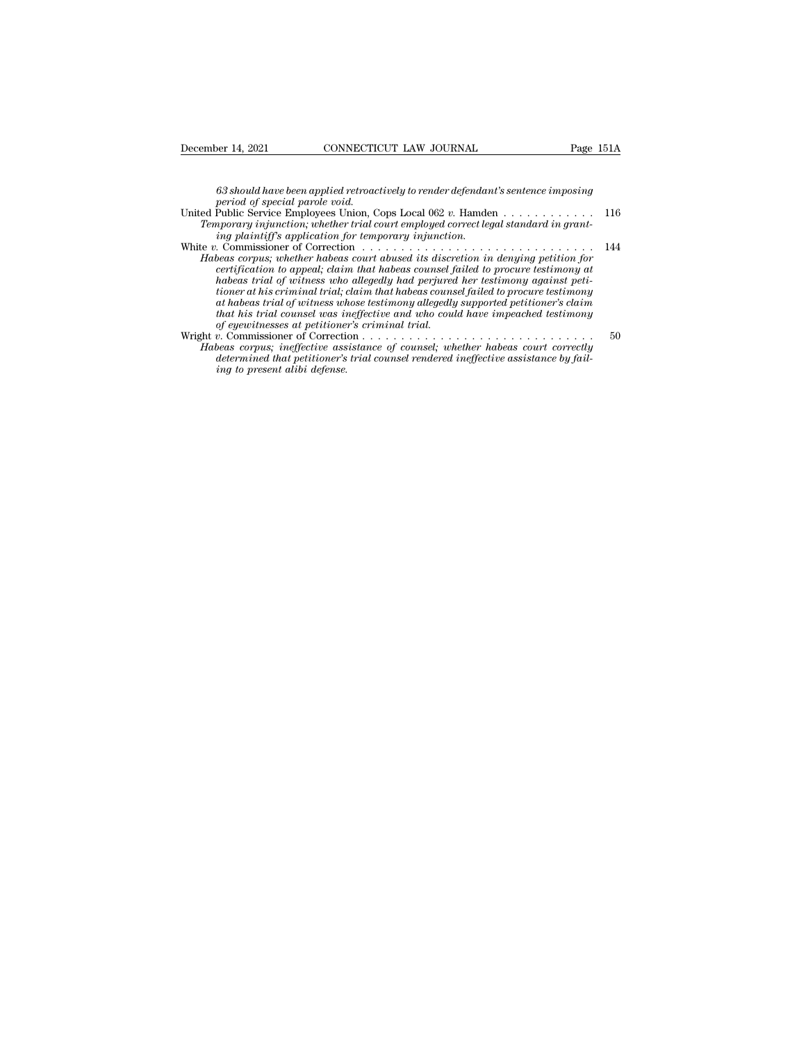*63 should have been applied retroactively to render defendant's sentence imposing period of special parole void.*

United Public Service Employees Union, Cops Local 062 *v.* Hamden . . . . . . . . . . . . 116
*Temporary injunction; whether trial court employed correct legal standard in granting plaintiff's application for temporary injunction.*

White *v.* Commissioner of Correction . . . . . . . . . . . . . . . . . . . . . . . . . . . . . . 144
*Habeas corpus; whether habeas court abused its discretion in denying petition for certification to appeal; claim that habeas counsel failed to procure testimony at habeas trial of witness who allegedly had perjured her testimony against petitioner at his criminal trial; claim that habeas counsel failed to procure testimony at habeas trial of witness whose testimony allegedly supported petitioner's claim that his trial counsel was ineffective and who could have impeached testimony of eyewitnesses at petitioner's criminal trial.*

Wright *v.* Commissioner of Correction . . . . . . . . . . . . . . . . . . . . . . . . . . . . . . 50
*Habeas corpus; ineffective assistance of counsel; whether habeas court correctly determined that petitioner's trial counsel rendered ineffective assistance by failing to present alibi defense.*